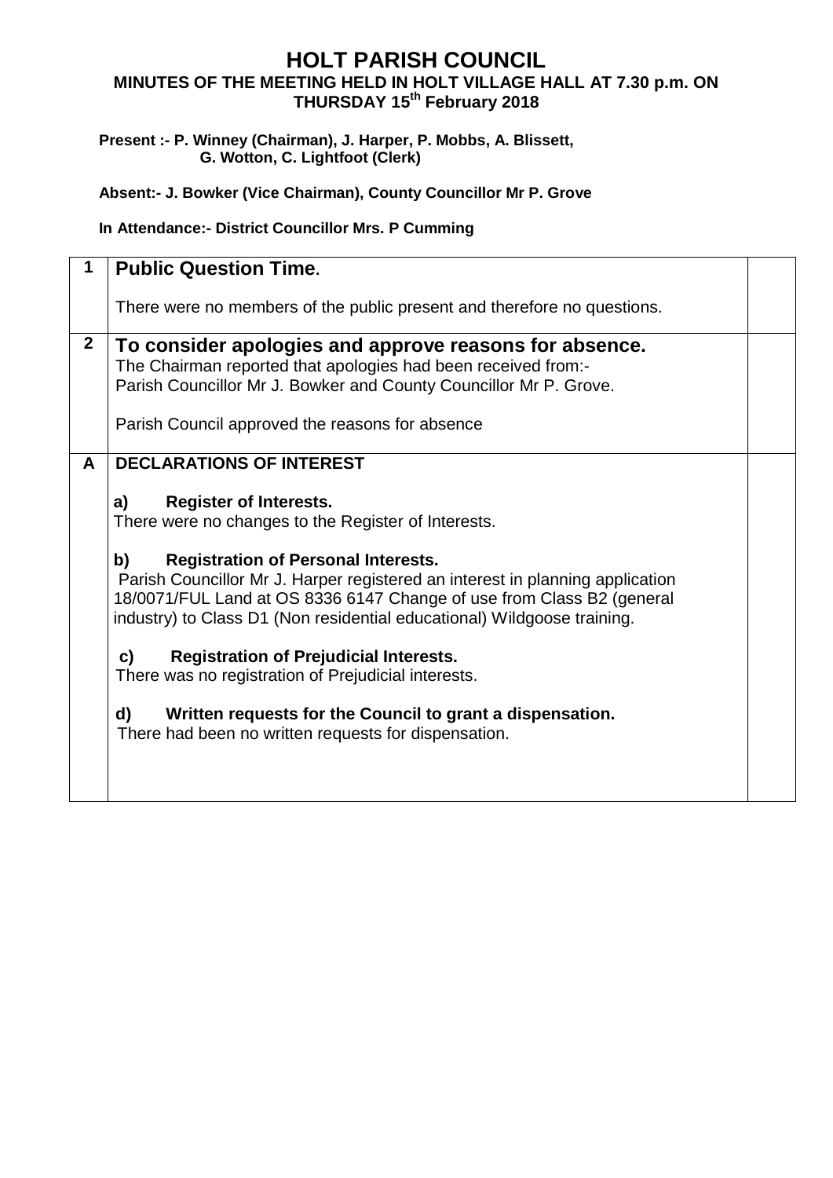# HOLT PARISH COUNCIL

## MINUTES OF THE MEETING HELD IN HOLT VILLAGE HALL AT 7.30 p.m. ON THURSDAY 15th February 2018

**Present :- P. Winney (Chairman), J. Harper, P. Mobbs, A. Blissett, G. Wotton, C. Lightfoot (Clerk)**

**Absent:- J. Bowker (Vice Chairman), County Councillor Mr P. Grove**

**In Attendance:- District Councillor Mrs. P Cumming**

| | | |
|---|---|---|
| **1** | **Public Question Time**.<br><br>There were no members of the public present and therefore no questions. | |
| **2** | **To consider apologies and approve reasons for absence.**<br>The Chairman reported that apologies had been received from:-<br>Parish Councillor Mr J. Bowker and County Councillor Mr P. Grove.<br><br>Parish Council approved the reasons for absence | |
| **A** | **DECLARATIONS OF INTEREST**<br><br>**a) Register of Interests.**<br>There were no changes to the Register of Interests.<br><br>**b) Registration of Personal Interests.**<br>Parish Councillor Mr J. Harper registered an interest in planning application 18/0071/FUL Land at OS 8336 6147 Change of use from Class B2 (general industry) to Class D1 (Non residential educational) Wildgoose training.<br><br>**c) Registration of Prejudicial Interests.**<br>There was no registration of Prejudicial interests.<br><br>**d) Written requests for the Council to grant a dispensation.**<br>There had been no written requests for dispensation. | |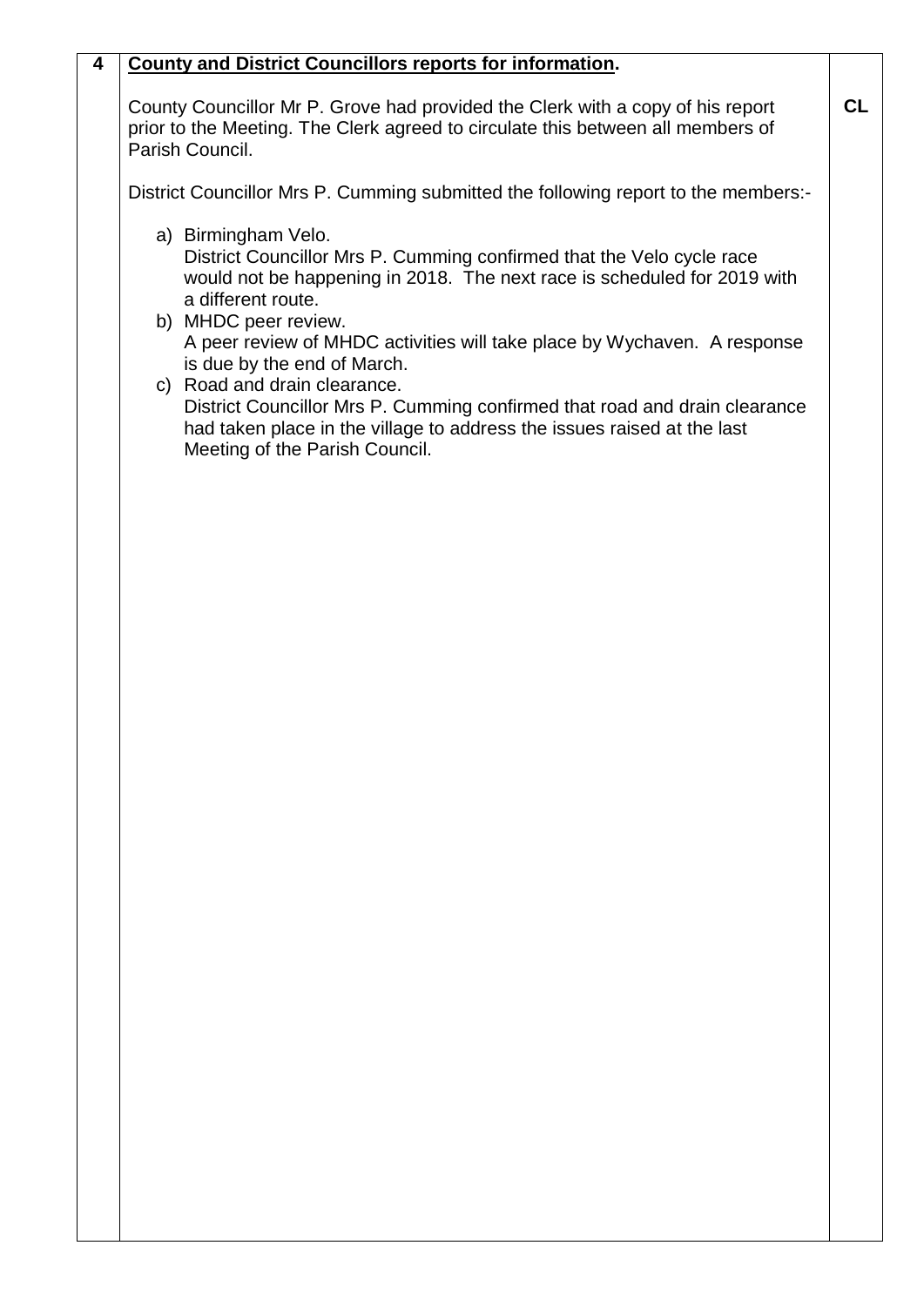| 4 | **<u>County and District Councillors reports for information</u>.** | |
|---|---|---|
| | County Councillor Mr P. Grove had provided the Clerk with a copy of his report prior to the Meeting. The Clerk agreed to circulate this between all members of Parish Council. | **CL** |
| | District Councillor Mrs P. Cumming submitted the following report to the members:- | |
| | a) Birmingham Velo.<br>District Councillor Mrs P. Cumming confirmed that the Velo cycle race would not be happening in 2018. The next race is scheduled for 2019 with a different route.<br>b) MHDC peer review.<br>A peer review of MHDC activities will take place by Wychaven. A response is due by the end of March.<br>c) Road and drain clearance.<br>District Councillor Mrs P. Cumming confirmed that road and drain clearance had taken place in the village to address the issues raised at the last Meeting of the Parish Council. | |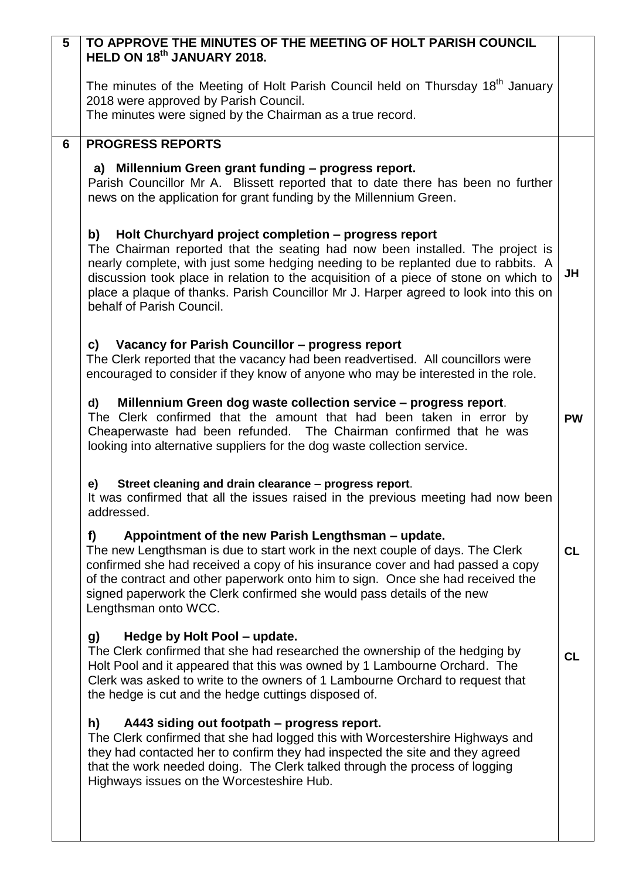| | | |
|---|---|---|
| **5** | **TO APPROVE THE MINUTES OF THE MEETING OF HOLT PARISH COUNCIL HELD ON 18th JANUARY 2018.**<br><br>The minutes of the Meeting of Holt Parish Council held on Thursday 18th January 2018 were approved by Parish Council.<br>The minutes were signed by the Chairman as a true record. | |
| **6** | **PROGRESS REPORTS**<br><br>**a) Millennium Green grant funding – progress report.**<br>Parish Councillor Mr A. Blissett reported that to date there has been no further news on the application for grant funding by the Millennium Green.<br><br>**b) Holt Churchyard project completion – progress report**<br>The Chairman reported that the seating had now been installed. The project is nearly complete, with just some hedging needing to be replanted due to rabbits. A discussion took place in relation to the acquisition of a piece of stone on which to place a plaque of thanks. Parish Councillor Mr J. Harper agreed to look into this on behalf of Parish Council.<br><br>**c) Vacancy for Parish Councillor – progress report**<br>The Clerk reported that the vacancy had been readvertised. All councillors were encouraged to consider if they know of anyone who may be interested in the role.<br><br>**d) Millennium Green dog waste collection service – progress report**.<br>The Clerk confirmed that the amount that had been taken in error by Cheaperwaste had been refunded. The Chairman confirmed that he was looking into alternative suppliers for the dog waste collection service.<br><br>**e) Street cleaning and drain clearance – progress report**.<br>It was confirmed that all the issues raised in the previous meeting had now been addressed.<br><br>**f) Appointment of the new Parish Lengthsman – update.**<br>The new Lengthsman is due to start work in the next couple of days. The Clerk confirmed she had received a copy of his insurance cover and had passed a copy of the contract and other paperwork onto him to sign. Once she had received the signed paperwork the Clerk confirmed she would pass details of the new Lengthsman onto WCC.<br><br>**g) Hedge by Holt Pool – update.**<br>The Clerk confirmed that she had researched the ownership of the hedging by Holt Pool and it appeared that this was owned by 1 Lambourne Orchard. The Clerk was asked to write to the owners of 1 Lambourne Orchard to request that the hedge is cut and the hedge cuttings disposed of.<br><br>**h) A443 siding out footpath – progress report.**<br>The Clerk confirmed that she had logged this with Worcestershire Highways and they had contacted her to confirm they had inspected the site and they agreed that the work needed doing. The Clerk talked through the process of logging Highways issues on the Worcesteshire Hub. | **JH**<br><br>**PW**<br><br>**CL**<br><br>**CL** |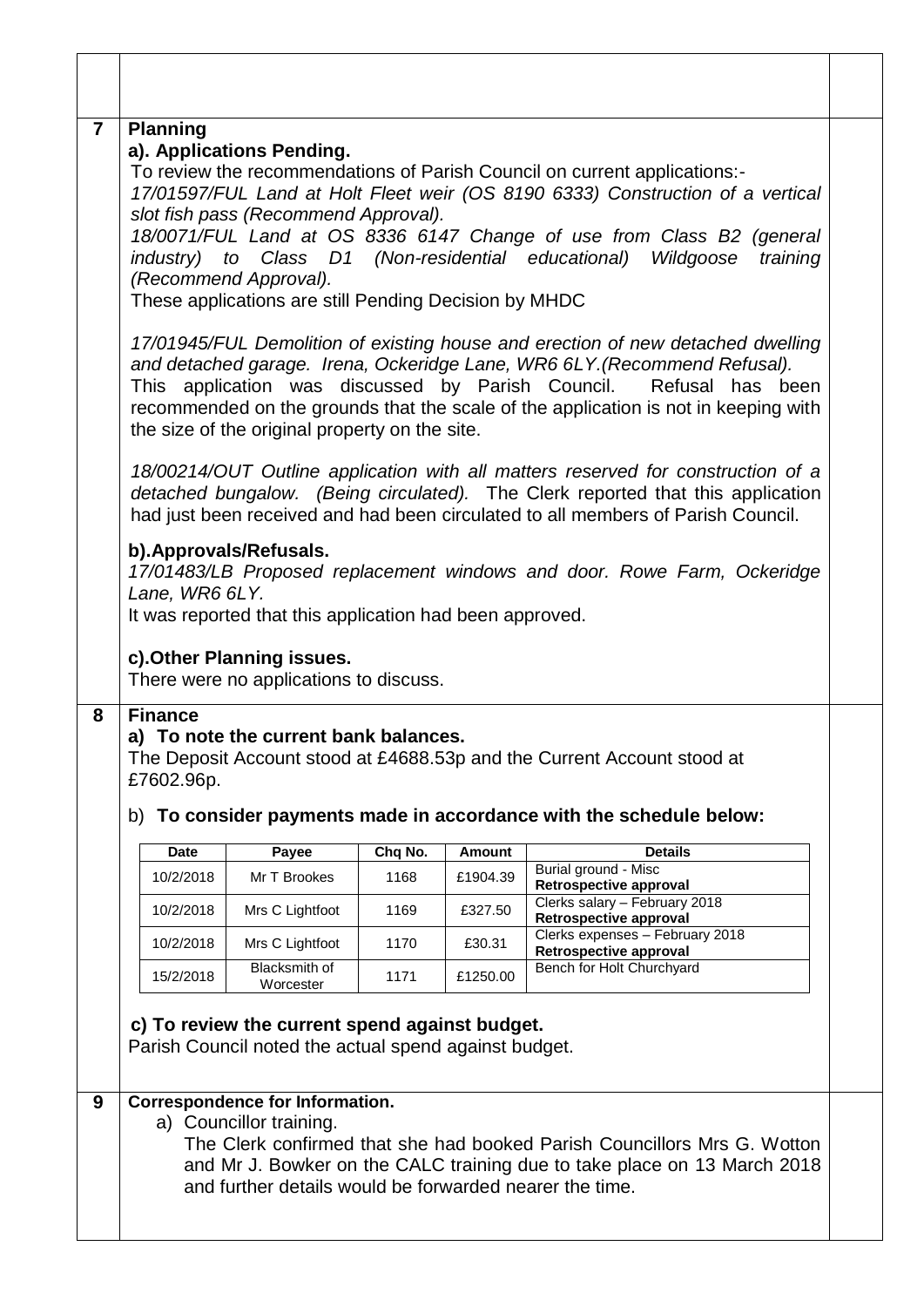## 7 Planning

### a). Applications Pending.

To review the recommendations of Parish Council on current applications:-

*17/01597/FUL Land at Holt Fleet weir (OS 8190 6333) Construction of a vertical slot fish pass (Recommend Approval).*

*18/0071/FUL Land at OS 8336 6147 Change of use from Class B2 (general industry) to Class D1 (Non-residential educational) Wildgoose training (Recommend Approval).*

These applications are still Pending Decision by MHDC

*17/01945/FUL Demolition of existing house and erection of new detached dwelling and detached garage. Irena, Ockeridge Lane, WR6 6LY.(Recommend Refusal).*

This application was discussed by Parish Council. Refusal has been recommended on the grounds that the scale of the application is not in keeping with the size of the original property on the site.

*18/00214/OUT Outline application with all matters reserved for construction of a detached bungalow. (Being circulated).* The Clerk reported that this application had just been received and had been circulated to all members of Parish Council.

### b).Approvals/Refusals.

*17/01483/LB Proposed replacement windows and door. Rowe Farm, Ockeridge Lane, WR6 6LY.*

It was reported that this application had been approved.

### c).Other Planning issues.

There were no applications to discuss.

## 8 Finance

### a) To note the current bank balances.

The Deposit Account stood at £4688.53p and the Current Account stood at £7602.96p.

b) **To consider payments made in accordance with the schedule below:**

| Date | Payee | Chq No. | Amount | Details |
|---|---|---|---|---|
| 10/2/2018 | Mr T Brookes | 1168 | £1904.39 | Burial ground - Misc **Retrospective approval** |
| 10/2/2018 | Mrs C Lightfoot | 1169 | £327.50 | Clerks salary – February 2018 **Retrospective approval** |
| 10/2/2018 | Mrs C Lightfoot | 1170 | £30.31 | Clerks expenses – February 2018 **Retrospective approval** |
| 15/2/2018 | Blacksmith of Worcester | 1171 | £1250.00 | Bench for Holt Churchyard |

### c) To review the current spend against budget.

Parish Council noted the actual spend against budget.

## 9 Correspondence for Information.

a) Councillor training.
The Clerk confirmed that she had booked Parish Councillors Mrs G. Wotton and Mr J. Bowker on the CALC training due to take place on 13 March 2018 and further details would be forwarded nearer the time.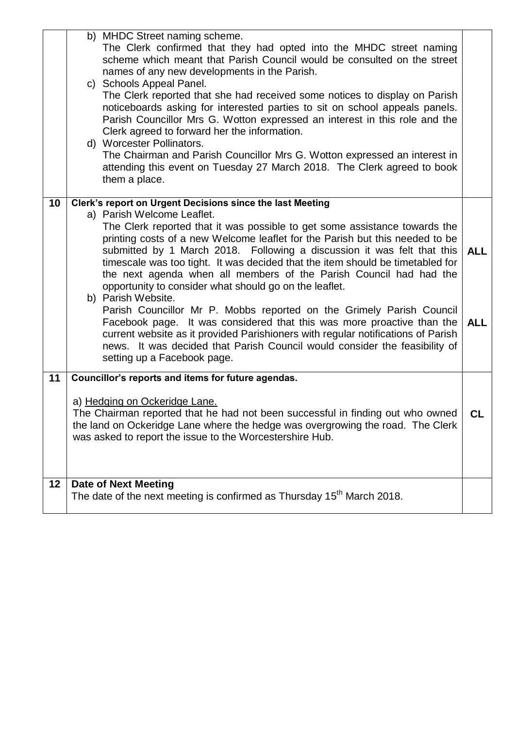| | | |
|---|---|---|
| | b) MHDC Street naming scheme.<br>The Clerk confirmed that they had opted into the MHDC street naming scheme which meant that Parish Council would be consulted on the street names of any new developments in the Parish.<br>c) Schools Appeal Panel.<br>The Clerk reported that she had received some notices to display on Parish noticeboards asking for interested parties to sit on school appeals panels. Parish Councillor Mrs G. Wotton expressed an interest in this role and the Clerk agreed to forward her the information.<br>d) Worcester Pollinators.<br>The Chairman and Parish Councillor Mrs G. Wotton expressed an interest in attending this event on Tuesday 27 March 2018. The Clerk agreed to book them a place. | |
| **10** | **Clerk's report on Urgent Decisions since the last Meeting**<br>a) Parish Welcome Leaflet.<br>The Clerk reported that it was possible to get some assistance towards the printing costs of a new Welcome leaflet for the Parish but this needed to be submitted by 1 March 2018. Following a discussion it was felt that this timescale was too tight. It was decided that the item should be timetabled for the next agenda when all members of the Parish Council had had the opportunity to consider what should go on the leaflet.<br>b) Parish Website.<br>Parish Councillor Mr P. Mobbs reported on the Grimely Parish Council Facebook page. It was considered that this was more proactive than the current website as it provided Parishioners with regular notifications of Parish news. It was decided that Parish Council would consider the feasibility of setting up a Facebook page. | **ALL**<br><br>**ALL** |
| **11** | **Councillor's reports and items for future agendas.**<br><br>a) Hedging on Ockeridge Lane.<br>The Chairman reported that he had not been successful in finding out who owned the land on Ockeridge Lane where the hedge was overgrowing the road. The Clerk was asked to report the issue to the Worcestershire Hub. | **CL** |
| **12** | **Date of Next Meeting**<br>The date of the next meeting is confirmed as Thursday 15th March 2018. | |